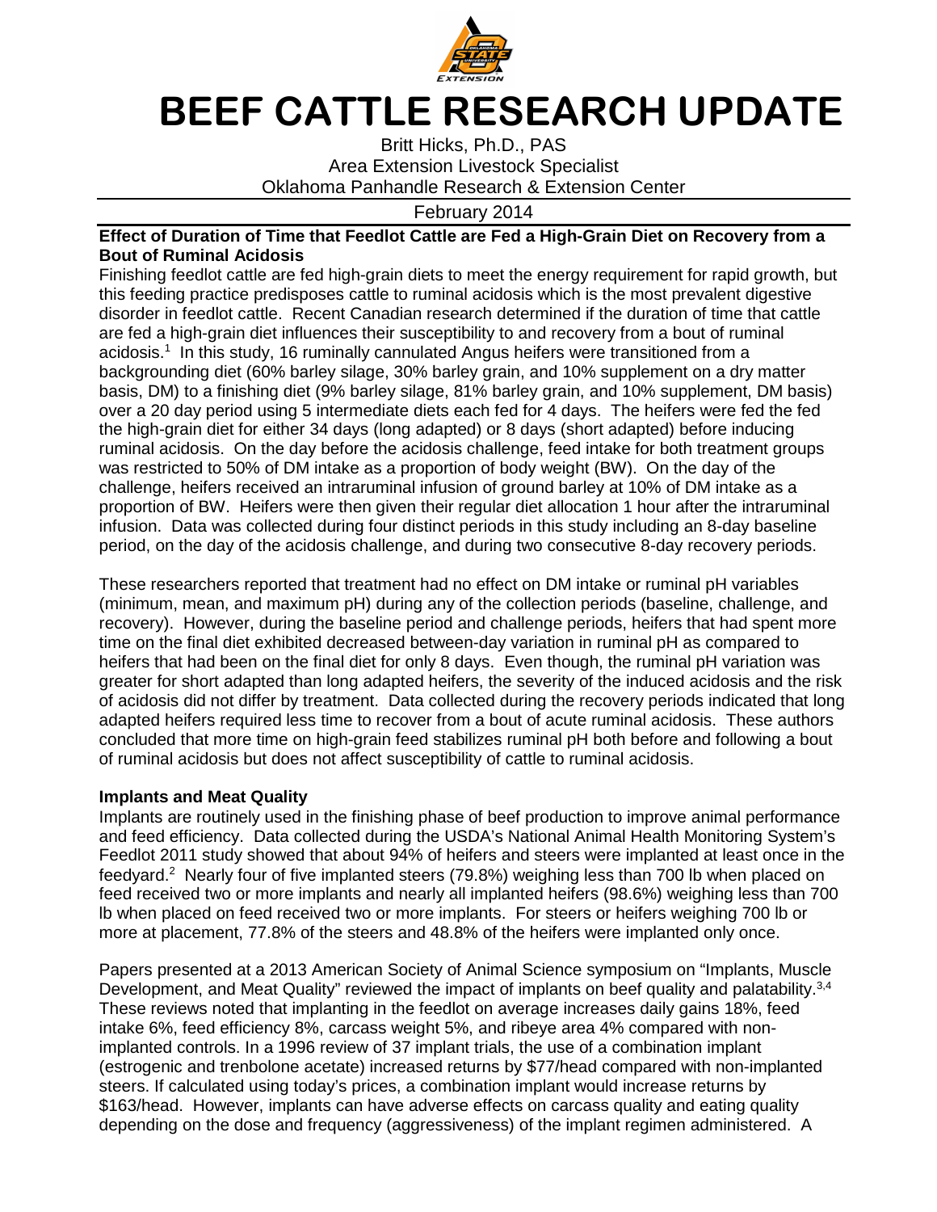# BEEF CATTLE RESEARCH UPDATE

Britt Hicks, Ph.D., PAS
Area Extension Livestock Specialist
Oklahoma Panhandle Research & Extension Center

February 2014

**Effect of Duration of Time that Feedlot Cattle are Fed a High-Grain Diet on Recovery from a Bout of Ruminal Acidosis**

Finishing feedlot cattle are fed high-grain diets to meet the energy requirement for rapid growth, but this feeding practice predisposes cattle to ruminal acidosis which is the most prevalent digestive disorder in feedlot cattle. Recent Canadian research determined if the duration of time that cattle are fed a high-grain diet influences their susceptibility to and recovery from a bout of ruminal acidosis.[1] In this study, 16 ruminally cannulated Angus heifers were transitioned from a backgrounding diet (60% barley silage, 30% barley grain, and 10% supplement on a dry matter basis, DM) to a finishing diet (9% barley silage, 81% barley grain, and 10% supplement, DM basis) over a 20 day period using 5 intermediate diets each fed for 4 days. The heifers were fed the fed the high-grain diet for either 34 days (long adapted) or 8 days (short adapted) before inducing ruminal acidosis. On the day before the acidosis challenge, feed intake for both treatment groups was restricted to 50% of DM intake as a proportion of body weight (BW). On the day of the challenge, heifers received an intraruminal infusion of ground barley at 10% of DM intake as a proportion of BW. Heifers were then given their regular diet allocation 1 hour after the intraruminal infusion. Data was collected during four distinct periods in this study including an 8-day baseline period, on the day of the acidosis challenge, and during two consecutive 8-day recovery periods.

These researchers reported that treatment had no effect on DM intake or ruminal pH variables (minimum, mean, and maximum pH) during any of the collection periods (baseline, challenge, and recovery). However, during the baseline period and challenge periods, heifers that had spent more time on the final diet exhibited decreased between-day variation in ruminal pH as compared to heifers that had been on the final diet for only 8 days. Even though, the ruminal pH variation was greater for short adapted than long adapted heifers, the severity of the induced acidosis and the risk of acidosis did not differ by treatment. Data collected during the recovery periods indicated that long adapted heifers required less time to recover from a bout of acute ruminal acidosis. These authors concluded that more time on high-grain feed stabilizes ruminal pH both before and following a bout of ruminal acidosis but does not affect susceptibility of cattle to ruminal acidosis.

**Implants and Meat Quality**

Implants are routinely used in the finishing phase of beef production to improve animal performance and feed efficiency. Data collected during the USDA's National Animal Health Monitoring System's Feedlot 2011 study showed that about 94% of heifers and steers were implanted at least once in the feedyard.[2] Nearly four of five implanted steers (79.8%) weighing less than 700 lb when placed on feed received two or more implants and nearly all implanted heifers (98.6%) weighing less than 700 lb when placed on feed received two or more implants. For steers or heifers weighing 700 lb or more at placement, 77.8% of the steers and 48.8% of the heifers were implanted only once.

Papers presented at a 2013 American Society of Animal Science symposium on "Implants, Muscle Development, and Meat Quality" reviewed the impact of implants on beef quality and palatability.[3,4] These reviews noted that implanting in the feedlot on average increases daily gains 18%, feed intake 6%, feed efficiency 8%, carcass weight 5%, and ribeye area 4% compared with non-implanted controls. In a 1996 review of 37 implant trials, the use of a combination implant (estrogenic and trenbolone acetate) increased returns by $77/head compared with non-implanted steers. If calculated using today's prices, a combination implant would increase returns by $163/head. However, implants can have adverse effects on carcass quality and eating quality depending on the dose and frequency (aggressiveness) of the implant regimen administered. A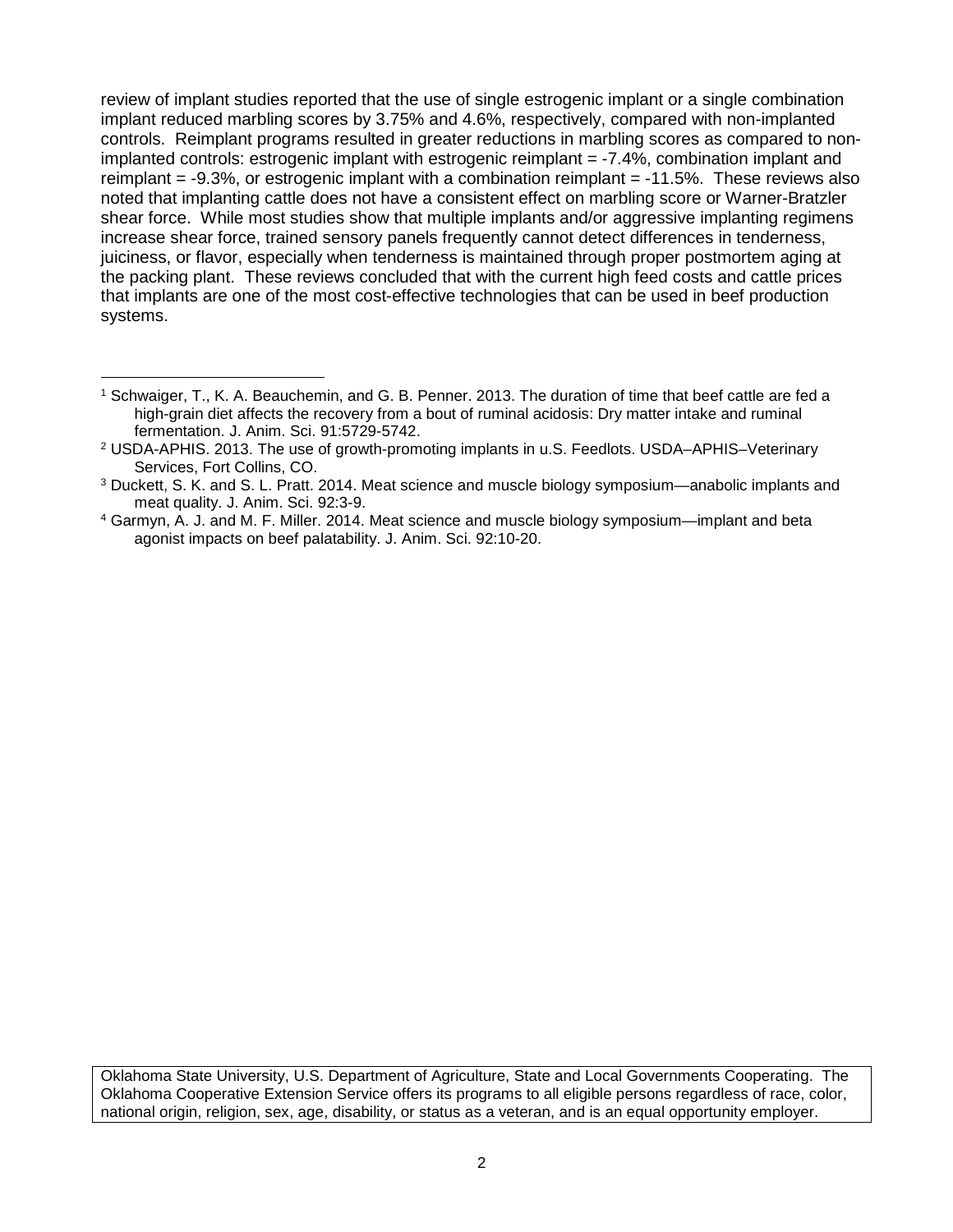review of implant studies reported that the use of single estrogenic implant or a single combination implant reduced marbling scores by 3.75% and 4.6%, respectively, compared with non-implanted controls. Reimplant programs resulted in greater reductions in marbling scores as compared to non-implanted controls: estrogenic implant with estrogenic reimplant = -7.4%, combination implant and reimplant = -9.3%, or estrogenic implant with a combination reimplant = -11.5%. These reviews also noted that implanting cattle does not have a consistent effect on marbling score or Warner-Bratzler shear force. While most studies show that multiple implants and/or aggressive implanting regimens increase shear force, trained sensory panels frequently cannot detect differences in tenderness, juiciness, or flavor, especially when tenderness is maintained through proper postmortem aging at the packing plant. These reviews concluded that with the current high feed costs and cattle prices that implants are one of the most cost-effective technologies that can be used in beef production systems.

---

[1] Schwaiger, T., K. A. Beauchemin, and G. B. Penner. 2013. The duration of time that beef cattle are fed a high-grain diet affects the recovery from a bout of ruminal acidosis: Dry matter intake and ruminal fermentation. J. Anim. Sci. 91:5729-5742.

[2] USDA-APHIS. 2013. The use of growth-promoting implants in u.S. Feedlots. USDA–APHIS–Veterinary Services, Fort Collins, CO.

[3] Duckett, S. K. and S. L. Pratt. 2014. Meat science and muscle biology symposium—anabolic implants and meat quality. J. Anim. Sci. 92:3-9.

[4] Garmyn, A. J. and M. F. Miller. 2014. Meat science and muscle biology symposium—implant and beta agonist impacts on beef palatability. J. Anim. Sci. 92:10-20.

Oklahoma State University, U.S. Department of Agriculture, State and Local Governments Cooperating. The Oklahoma Cooperative Extension Service offers its programs to all eligible persons regardless of race, color, national origin, religion, sex, age, disability, or status as a veteran, and is an equal opportunity employer.